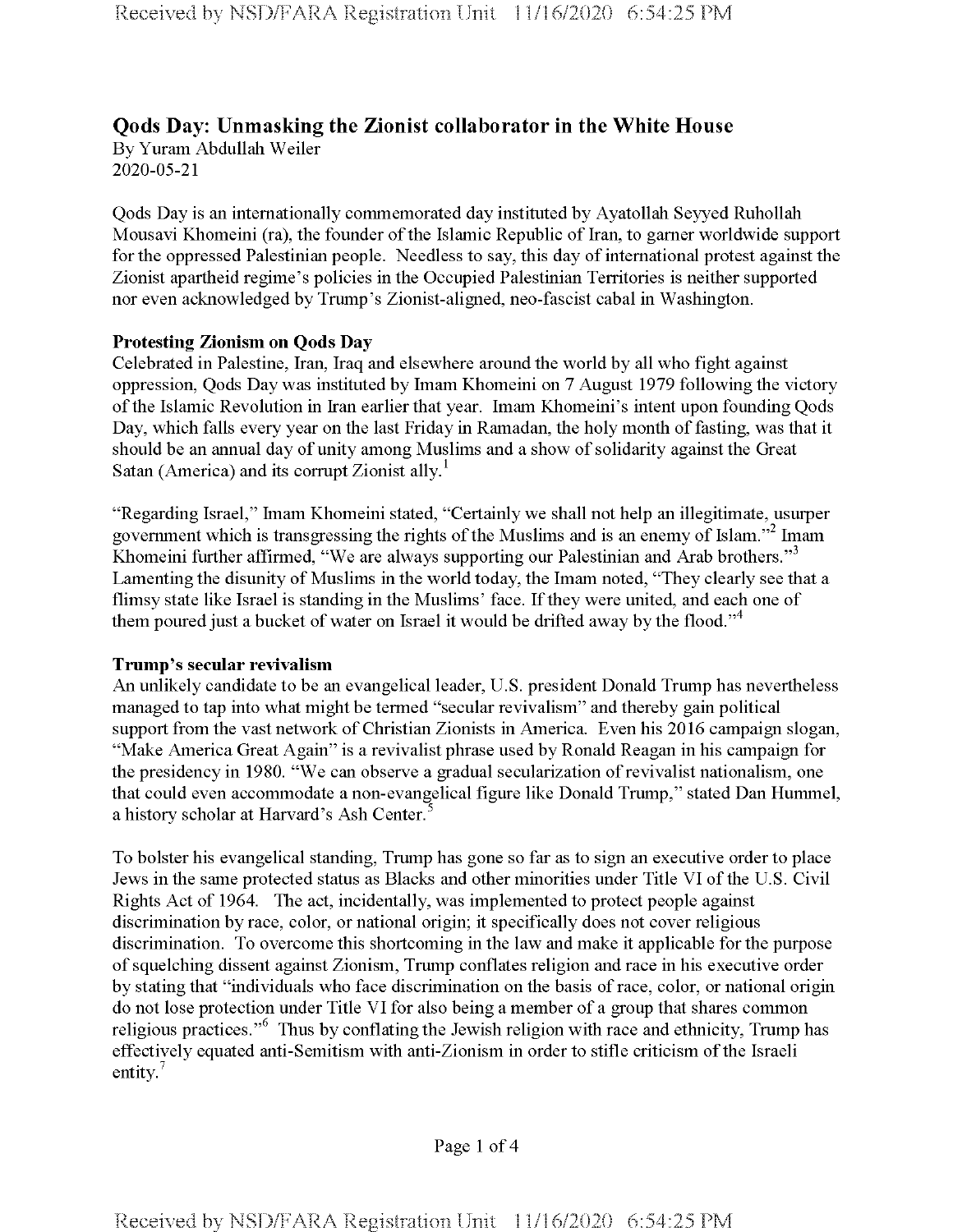# Qods Day: Unmasking the Zionist collaborator in the White House

By Yuram Abdullah Weiler
2020-05-21

Qods Day is an internationally commemorated day instituted by Ayatollah Seyyed Ruhollah Mousavi Khomeini (ra), the founder of the Islamic Republic of Iran, to garner worldwide support for the oppressed Palestinian people. Needless to say, this day of international protest against the Zionist apartheid regime's policies in the Occupied Palestinian Territories is neither supported nor even acknowledged by Trump's Zionist-aligned, neo-fascist cabal in Washington.

## Protesting Zionism on Qods Day

Celebrated in Palestine, Iran, Iraq and elsewhere around the world by all who fight against oppression, Qods Day was instituted by Imam Khomeini on 7 August 1979 following the victory of the Islamic Revolution in Iran earlier that year. Imam Khomeini's intent upon founding Qods Day, which falls every year on the last Friday in Ramadan, the holy month of fasting, was that it should be an annual day of unity among Muslims and a show of solidarity against the Great Satan (America) and its corrupt Zionist ally.[1]

"Regarding Israel," Imam Khomeini stated, "Certainly we shall not help an illegitimate, usurper government which is transgressing the rights of the Muslims and is an enemy of Islam."[2] Imam Khomeini further affirmed, "We are always supporting our Palestinian and Arab brothers."[3] Lamenting the disunity of Muslims in the world today, the Imam noted, "They clearly see that a flimsy state like Israel is standing in the Muslims' face. If they were united, and each one of them poured just a bucket of water on Israel it would be drifted away by the flood."[4]

## Trump's secular revivalism

An unlikely candidate to be an evangelical leader, U.S. president Donald Trump has nevertheless managed to tap into what might be termed "secular revivalism" and thereby gain political support from the vast network of Christian Zionists in America. Even his 2016 campaign slogan, "Make America Great Again" is a revivalist phrase used by Ronald Reagan in his campaign for the presidency in 1980. "We can observe a gradual secularization of revivalist nationalism, one that could even accommodate a non-evangelical figure like Donald Trump," stated Dan Hummel, a history scholar at Harvard's Ash Center.[5]

To bolster his evangelical standing, Trump has gone so far as to sign an executive order to place Jews in the same protected status as Blacks and other minorities under Title VI of the U.S. Civil Rights Act of 1964. The act, incidentally, was implemented to protect people against discrimination by race, color, or national origin; it specifically does not cover religious discrimination. To overcome this shortcoming in the law and make it applicable for the purpose of squelching dissent against Zionism, Trump conflates religion and race in his executive order by stating that "individuals who face discrimination on the basis of race, color, or national origin do not lose protection under Title VI for also being a member of a group that shares common religious practices."[6] Thus by conflating the Jewish religion with race and ethnicity, Trump has effectively equated anti-Semitism with anti-Zionism in order to stifle criticism of the Israeli entity.[7]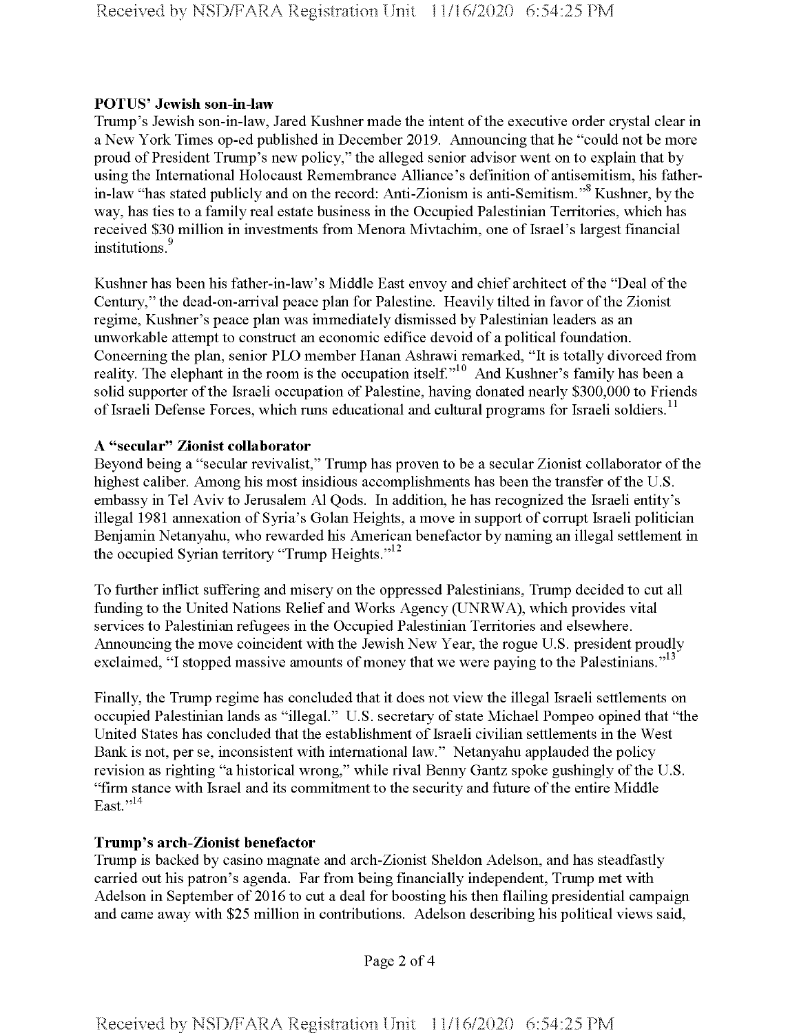**POTUS' Jewish son-in-law**

Trump's Jewish son-in-law, Jared Kushner made the intent of the executive order crystal clear in a New York Times op-ed published in December 2019. Announcing that he "could not be more proud of President Trump's new policy," the alleged senior advisor went on to explain that by using the International Holocaust Remembrance Alliance's definition of antisemitism, his father-in-law "has stated publicly and on the record: Anti-Zionism is anti-Semitism."[8] Kushner, by the way, has ties to a family real estate business in the Occupied Palestinian Territories, which has received $30 million in investments from Menora Mivtachim, one of Israel's largest financial institutions.[9]

Kushner has been his father-in-law's Middle East envoy and chief architect of the "Deal of the Century," the dead-on-arrival peace plan for Palestine. Heavily tilted in favor of the Zionist regime, Kushner's peace plan was immediately dismissed by Palestinian leaders as an unworkable attempt to construct an economic edifice devoid of a political foundation. Concerning the plan, senior PLO member Hanan Ashrawi remarked, "It is totally divorced from reality. The elephant in the room is the occupation itself."[10] And Kushner's family has been a solid supporter of the Israeli occupation of Palestine, having donated nearly $300,000 to Friends of Israeli Defense Forces, which runs educational and cultural programs for Israeli soldiers.[11]

**A "secular" Zionist collaborator**

Beyond being a "secular revivalist," Trump has proven to be a secular Zionist collaborator of the highest caliber. Among his most insidious accomplishments has been the transfer of the U.S. embassy in Tel Aviv to Jerusalem Al Qods. In addition, he has recognized the Israeli entity's illegal 1981 annexation of Syria's Golan Heights, a move in support of corrupt Israeli politician Benjamin Netanyahu, who rewarded his American benefactor by naming an illegal settlement in the occupied Syrian territory "Trump Heights."[12]

To further inflict suffering and misery on the oppressed Palestinians, Trump decided to cut all funding to the United Nations Relief and Works Agency (UNRWA), which provides vital services to Palestinian refugees in the Occupied Palestinian Territories and elsewhere. Announcing the move coincident with the Jewish New Year, the rogue U.S. president proudly exclaimed, "I stopped massive amounts of money that we were paying to the Palestinians."[13]

Finally, the Trump regime has concluded that it does not view the illegal Israeli settlements on occupied Palestinian lands as "illegal." U.S. secretary of state Michael Pompeo opined that "the United States has concluded that the establishment of Israeli civilian settlements in the West Bank is not, per se, inconsistent with international law." Netanyahu applauded the policy revision as righting "a historical wrong," while rival Benny Gantz spoke gushingly of the U.S. "firm stance with Israel and its commitment to the security and future of the entire Middle East."[14]

**Trump's arch-Zionist benefactor**

Trump is backed by casino magnate and arch-Zionist Sheldon Adelson, and has steadfastly carried out his patron's agenda. Far from being financially independent, Trump met with Adelson in September of 2016 to cut a deal for boosting his then flailing presidential campaign and came away with $25 million in contributions. Adelson describing his political views said,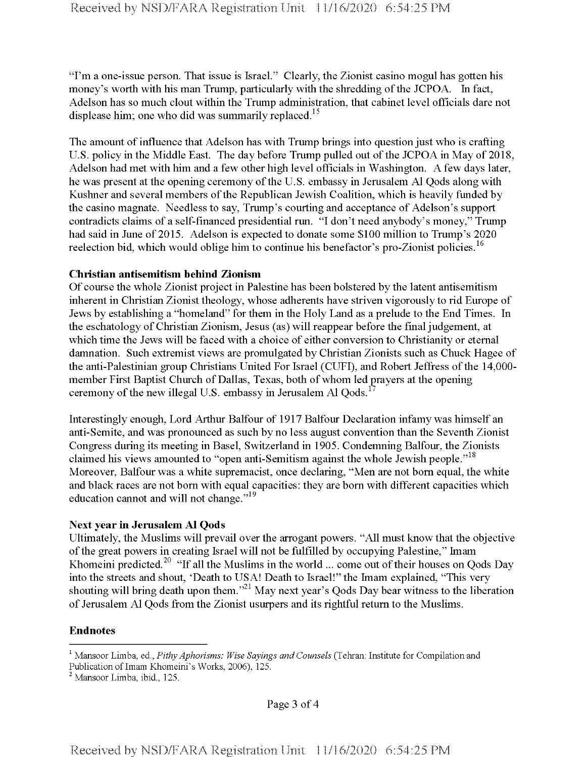"I'm a one-issue person. That issue is Israel." Clearly, the Zionist casino mogul has gotten his money's worth with his man Trump, particularly with the shredding of the JCPOA. In fact, Adelson has so much clout within the Trump administration, that cabinet level officials dare not displease him; one who did was summarily replaced.[15]

The amount of influence that Adelson has with Trump brings into question just who is crafting U.S. policy in the Middle East. The day before Trump pulled out of the JCPOA in May of 2018, Adelson had met with him and a few other high level officials in Washington. A few days later, he was present at the opening ceremony of the U.S. embassy in Jerusalem Al Qods along with Kushner and several members of the Republican Jewish Coalition, which is heavily funded by the casino magnate. Needless to say, Trump's courting and acceptance of Adelson's support contradicts claims of a self-financed presidential run. "I don't need anybody's money," Trump had said in June of 2015. Adelson is expected to donate some $100 million to Trump's 2020 reelection bid, which would oblige him to continue his benefactor's pro-Zionist policies.[16]

**Christian antisemitism behind Zionism**

Of course the whole Zionist project in Palestine has been bolstered by the latent antisemitism inherent in Christian Zionist theology, whose adherents have striven vigorously to rid Europe of Jews by establishing a "homeland" for them in the Holy Land as a prelude to the End Times. In the eschatology of Christian Zionism, Jesus (as) will reappear before the final judgement, at which time the Jews will be faced with a choice of either conversion to Christianity or eternal damnation. Such extremist views are promulgated by Christian Zionists such as Chuck Hagee of the anti-Palestinian group Christians United For Israel (CUFI), and Robert Jeffress of the 14,000-member First Baptist Church of Dallas, Texas, both of whom led prayers at the opening ceremony of the new illegal U.S. embassy in Jerusalem Al Qods.[17]

Interestingly enough, Lord Arthur Balfour of 1917 Balfour Declaration infamy was himself an anti-Semite, and was pronounced as such by no less august convention than the Seventh Zionist Congress during its meeting in Basel, Switzerland in 1905. Condemning Balfour, the Zionists claimed his views amounted to "open anti-Semitism against the whole Jewish people."[18] Moreover, Balfour was a white supremacist, once declaring, "Men are not born equal, the white and black races are not born with equal capacities: they are born with different capacities which education cannot and will not change."[19]

**Next year in Jerusalem Al Qods**

Ultimately, the Muslims will prevail over the arrogant powers. "All must know that the objective of the great powers in creating Israel will not be fulfilled by occupying Palestine," Imam Khomeini predicted.[20] "If all the Muslims in the world ... come out of their houses on Qods Day into the streets and shout, 'Death to USA! Death to Israel!" the Imam explained, "This very shouting will bring death upon them."[21] May next year's Qods Day bear witness to the liberation of Jerusalem Al Qods from the Zionist usurpers and its rightful return to the Muslims.

**Endnotes**

---

[1] Mansoor Limba, ed., *Pithy Aphorisms: Wise Sayings and Counsels* (Tehran: Institute for Compilation and Publication of Imam Khomeini's Works, 2006), 125.

[2] Mansoor Limba, ibid., 125.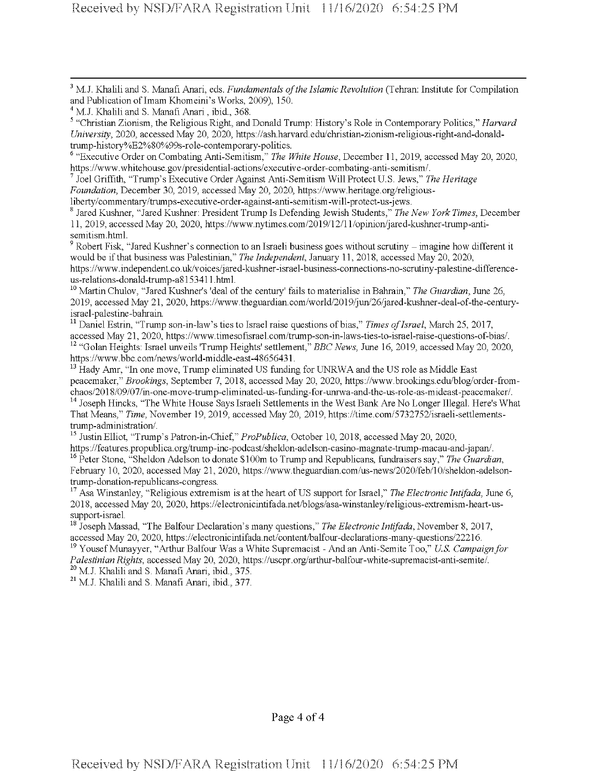[3] M.J. Khalili and S. Manafi Anari, eds. *Fundamentals of the Islamic Revolution* (Tehran: Institute for Compilation and Publication of Imam Khomeini's Works, 2009), 150.

[4] M.J. Khalili and S. Manafi Anari , ibid., 368.

[5] "Christian Zionism, the Religious Right, and Donald Trump: History's Role in Contemporary Politics," *Harvard University*, 2020, accessed May 20, 2020, https://ash.harvard.edu/christian-zionism-religious-right-and-donald-trump-history%E2%80%99s-role-contemporary-politics.

[6] "Executive Order on Combating Anti-Semitism," *The White House*, December 11, 2019, accessed May 20, 2020, https://www.whitehouse.gov/presidential-actions/executive-order-combating-anti-semitism/.

[7] Joel Griffith, "Trump's Executive Order Against Anti-Semitism Will Protect U.S. Jews," *The Heritage Foundation*, December 30, 2019, accessed May 20, 2020, https://www.heritage.org/religious-liberty/commentary/trumps-executive-order-against-anti-semitism-will-protect-us-jews.

[8] Jared Kushner, "Jared Kushner: President Trump Is Defending Jewish Students," *The New York Times*, December 11, 2019, accessed May 20, 2020, https://www.nytimes.com/2019/12/11/opinion/jared-kushner-trump-anti-semitism.html.

[9] Robert Fisk, "Jared Kushner's connection to an Israeli business goes without scrutiny – imagine how different it would be if that business was Palestinian," *The Independent*, January 11, 2018, accessed May 20, 2020, https://www.independent.co.uk/voices/jared-kushner-israel-business-connections-no-scrutiny-palestine-difference-us-relations-donald-trump-a8153411.html.

[10] Martin Chulov, "Jared Kushner's 'deal of the century' fails to materialise in Bahrain," *The Guardian*, June 26, 2019, accessed May 21, 2020, https://www.theguardian.com/world/2019/jun/26/jared-kushner-deal-of-the-century-israel-palestine-bahrain.

[11] Daniel Estrin, "Trump son-in-law's ties to Israel raise questions of bias," *Times of Israel*, March 25, 2017, accessed May 21, 2020, https://www.timesofisrael.com/trump-son-in-laws-ties-to-israel-raise-questions-of-bias/.

[12] "Golan Heights: Israel unveils 'Trump Heights' settlement," *BBC News*, June 16, 2019, accessed May 20, 2020, https://www.bbc.com/news/world-middle-east-48656431.

[13] Hady Amr, "In one move, Trump eliminated US funding for UNRWA and the US role as Middle East peacemaker," *Brookings*, September 7, 2018, accessed May 20, 2020, https://www.brookings.edu/blog/order-from-chaos/2018/09/07/in-one-move-trump-eliminated-us-funding-for-unrwa-and-the-us-role-as-mideast-peacemaker/.

[14] Joseph Hincks, "The White House Says Israeli Settlements in the West Bank Are No Longer Illegal. Here's What That Means," *Time*, November 19, 2019, accessed May 20, 2019, https://time.com/5732752/israeli-settlements-trump-administration/.

[15] Justin Elliot, "Trump's Patron-in-Chief," *ProPublica*, October 10, 2018, accessed May 20, 2020, https://features.propublica.org/trump-inc-podcast/sheldon-adelson-casino-magnate-trump-macau-and-japan/.

[16] Peter Stone, "Sheldon Adelson to donate $100m to Trump and Republicans, fundraisers say," *The Guardian*, February 10, 2020, accessed May 21, 2020, https://www.theguardian.com/us-news/2020/feb/10/sheldon-adelson-trump-donation-republicans-congress.

[17] Asa Winstanley, "Religious extremism is at the heart of US support for Israel," *The Electronic Intifada*, June 6, 2018, accessed May 20, 2020, https://electronicintifada.net/blogs/asa-winstanley/religious-extremism-heart-us-support-israel.

[18] Joseph Massad, "The Balfour Declaration's many questions," *The Electronic Intifada*, November 8, 2017, accessed May 20, 2020, https://electronicintifada.net/content/balfour-declarations-many-questions/22216.

[19] Yousef Munayyer, "Arthur Balfour Was a White Supremacist - And an Anti-Semite Too," *U.S. Campaign for Palestinian Rights*, accessed May 20, 2020, https://uscpr.org/arthur-balfour-white-supremacist-anti-semite/.

[20] M.J. Khalili and S. Manafi Anari, ibid., 375.

[21] M.J. Khalili and S. Manafi Anari, ibid., 377.